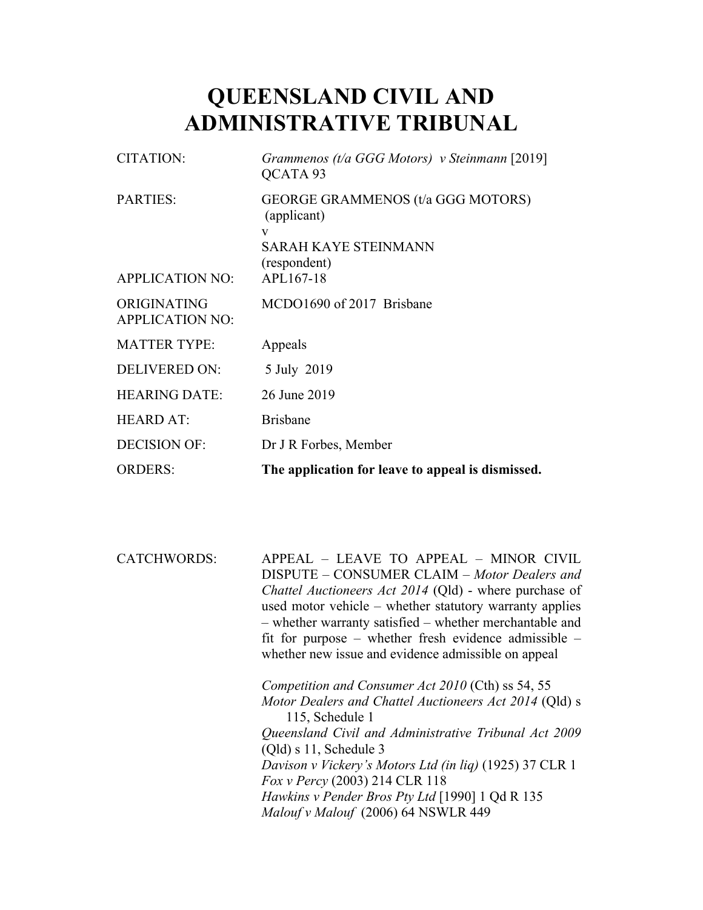# QUEENSLAND CIVIL AND ADMINISTRATIVE TRIBUNAL

| | |
|---|---|
| CITATION: | *Grammenos (t/a GGG Motors) v Steinmann* [2019] QCATA 93 |
| PARTIES: | GEORGE GRAMMENOS (t/a GGG MOTORS) (applicant)<br>v<br>SARAH KAYE STEINMANN (respondent) |
| APPLICATION NO: | APL167-18 |
| ORIGINATING APPLICATION NO: | MCDO1690 of 2017 Brisbane |
| MATTER TYPE: | Appeals |
| DELIVERED ON: | 5 July 2019 |
| HEARING DATE: | 26 June 2019 |
| HEARD AT: | Brisbane |
| DECISION OF: | Dr J R Forbes, Member |
| ORDERS: | **The application for leave to appeal is dismissed.** |

CATCHWORDS: APPEAL – LEAVE TO APPEAL – MINOR CIVIL DISPUTE – CONSUMER CLAIM – *Motor Dealers and Chattel Auctioneers Act 2014* (Qld) - where purchase of used motor vehicle – whether statutory warranty applies – whether warranty satisfied – whether merchantable and fit for purpose – whether fresh evidence admissible – whether new issue and evidence admissible on appeal

*Competition and Consumer Act 2010* (Cth) ss 54, 55
*Motor Dealers and Chattel Auctioneers Act 2014* (Qld) s 115, Schedule 1
*Queensland Civil and Administrative Tribunal Act 2009* (Qld) s 11, Schedule 3
*Davison v Vickery's Motors Ltd (in liq)* (1925) 37 CLR 1
*Fox v Percy* (2003) 214 CLR 118
*Hawkins v Pender Bros Pty Ltd* [1990] 1 Qd R 135
*Malouf v Malouf* (2006) 64 NSWLR 449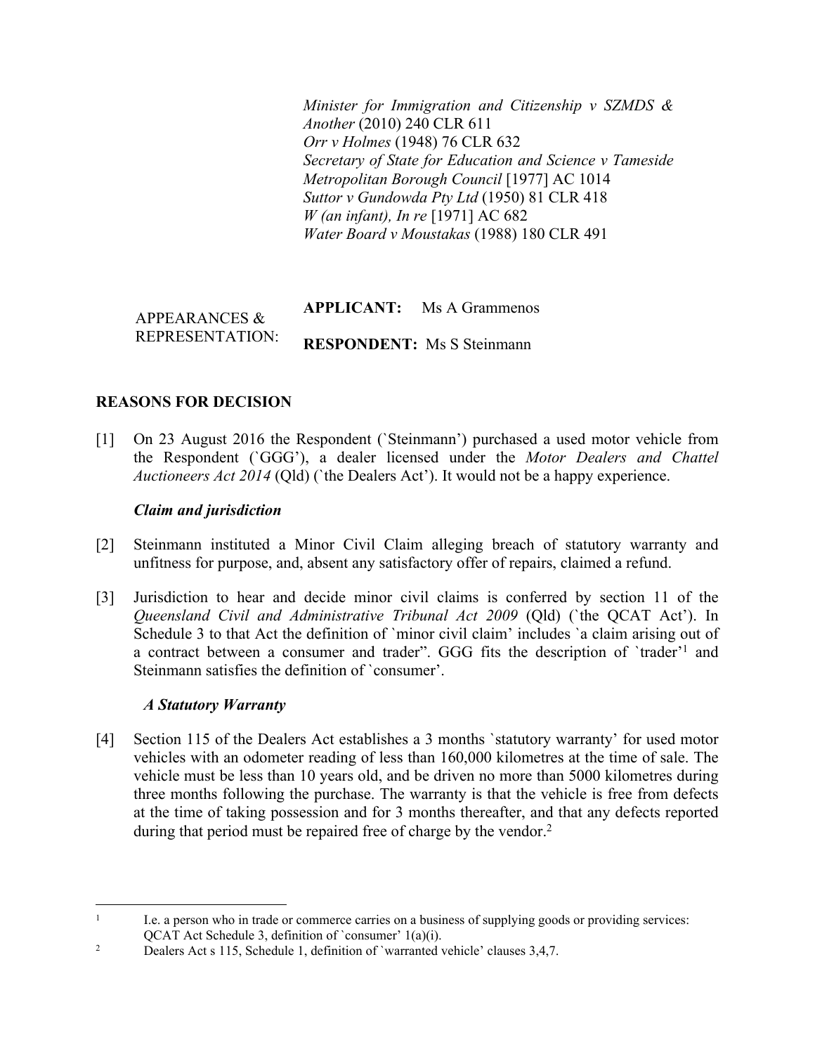*Minister for Immigration and Citizenship v SZMDS & Another* (2010) 240 CLR 611
*Orr v Holmes* (1948) 76 CLR 632
*Secretary of State for Education and Science v Tameside Metropolitan Borough Council* [1977] AC 1014
*Suttor v Gundowda Pty Ltd* (1950) 81 CLR 418
*W (an infant), In re* [1971] AC 682
*Water Board v Moustakas* (1988) 180 CLR 491

| APPEARANCES & REPRESENTATION: | **APPLICANT:** Ms A Grammenos |
| --- | --- |
| | **RESPONDENT:** Ms S Steinmann |

**REASONS FOR DECISION**

[1] On 23 August 2016 the Respondent (`Steinmann') purchased a used motor vehicle from the Respondent (`GGG'), a dealer licensed under the *Motor Dealers and Chattel Auctioneers Act 2014* (Qld) (`the Dealers Act'). It would not be a happy experience.

***Claim and jurisdiction***

[2] Steinmann instituted a Minor Civil Claim alleging breach of statutory warranty and unfitness for purpose, and, absent any satisfactory offer of repairs, claimed a refund.

[3] Jurisdiction to hear and decide minor civil claims is conferred by section 11 of the *Queensland Civil and Administrative Tribunal Act 2009* (Qld) (`the QCAT Act'). In Schedule 3 to that Act the definition of `minor civil claim' includes `a claim arising out of a contract between a consumer and trader". GGG fits the description of `trader'[1] and Steinmann satisfies the definition of `consumer'.

***A Statutory Warranty***

[4] Section 115 of the Dealers Act establishes a 3 months `statutory warranty' for used motor vehicles with an odometer reading of less than 160,000 kilometres at the time of sale. The vehicle must be less than 10 years old, and be driven no more than 5000 kilometres during three months following the purchase. The warranty is that the vehicle is free from defects at the time of taking possession and for 3 months thereafter, and that any defects reported during that period must be repaired free of charge by the vendor.[2]

---

[1] I.e. a person who in trade or commerce carries on a business of supplying goods or providing services: QCAT Act Schedule 3, definition of `consumer' 1(a)(i).

[2] Dealers Act s 115, Schedule 1, definition of `warranted vehicle' clauses 3,4,7.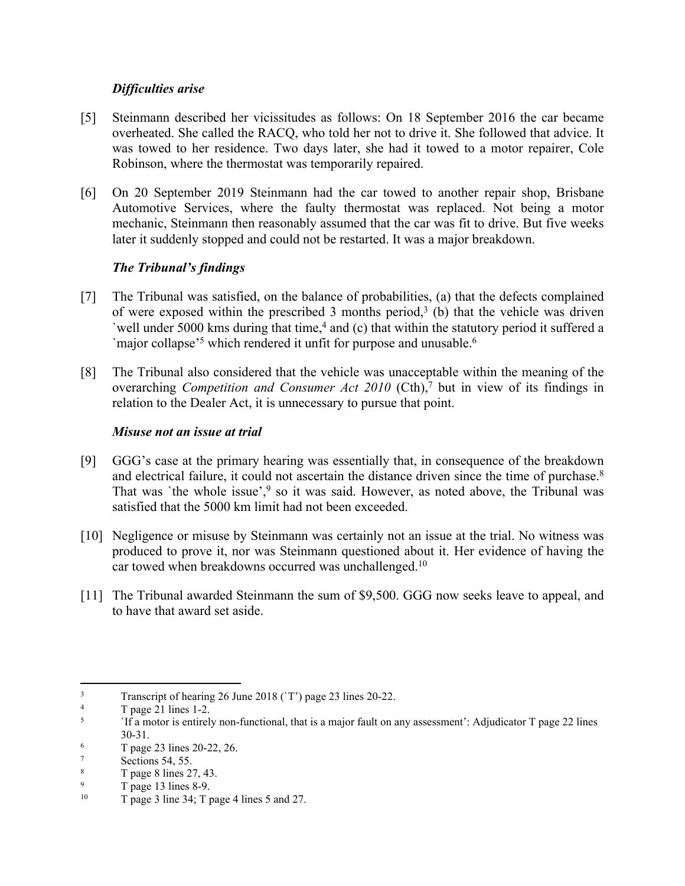### *Difficulties arise*

[5] Steinmann described her vicissitudes as follows: On 18 September 2016 the car became overheated. She called the RACQ, who told her not to drive it. She followed that advice. It was towed to her residence. Two days later, she had it towed to a motor repairer, Cole Robinson, where the thermostat was temporarily repaired.

[6] On 20 September 2019 Steinmann had the car towed to another repair shop, Brisbane Automotive Services, where the faulty thermostat was replaced. Not being a motor mechanic, Steinmann then reasonably assumed that the car was fit to drive. But five weeks later it suddenly stopped and could not be restarted. It was a major breakdown.

### *The Tribunal's findings*

[7] The Tribunal was satisfied, on the balance of probabilities, (a) that the defects complained of were exposed within the prescribed 3 months period,[3] (b) that the vehicle was driven `well under 5000 kms during that time,[4] and (c) that within the statutory period it suffered a `major collapse'[5] which rendered it unfit for purpose and unusable.[6]

[8] The Tribunal also considered that the vehicle was unacceptable within the meaning of the overarching *Competition and Consumer Act 2010* (Cth),[7] but in view of its findings in relation to the Dealer Act, it is unnecessary to pursue that point.

### *Misuse not an issue at trial*

[9] GGG's case at the primary hearing was essentially that, in consequence of the breakdown and electrical failure, it could not ascertain the distance driven since the time of purchase.[8] That was `the whole issue',[9] so it was said. However, as noted above, the Tribunal was satisfied that the 5000 km limit had not been exceeded.

[10] Negligence or misuse by Steinmann was certainly not an issue at the trial. No witness was produced to prove it, nor was Steinmann questioned about it. Her evidence of having the car towed when breakdowns occurred was unchallenged.[10]

[11] The Tribunal awarded Steinmann the sum of $9,500. GGG now seeks leave to appeal, and to have that award set aside.

---

[3] Transcript of hearing 26 June 2018 (`T') page 23 lines 20-22.

[4] T page 21 lines 1-2.

[5] `If a motor is entirely non-functional, that is a major fault on any assessment': Adjudicator T page 22 lines 30-31.

[6] T page 23 lines 20-22, 26.

[7] Sections 54, 55.

[8] T page 8 lines 27, 43.

[9] T page 13 lines 8-9.

[10] T page 3 line 34; T page 4 lines 5 and 27.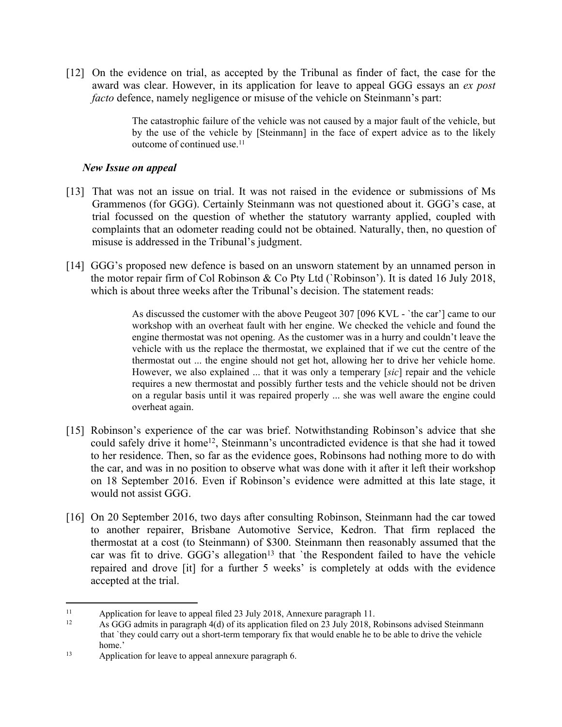[12] On the evidence on trial, as accepted by the Tribunal as finder of fact, the case for the award was clear. However, in its application for leave to appeal GGG essays an *ex post facto* defence, namely negligence or misuse of the vehicle on Steinmann's part:

> The catastrophic failure of the vehicle was not caused by a major fault of the vehicle, but by the use of the vehicle by [Steinmann] in the face of expert advice as to the likely outcome of continued use.[11]

### *New Issue on appeal*

[13] That was not an issue on trial. It was not raised in the evidence or submissions of Ms Grammenos (for GGG). Certainly Steinmann was not questioned about it. GGG's case, at trial focussed on the question of whether the statutory warranty applied, coupled with complaints that an odometer reading could not be obtained. Naturally, then, no question of misuse is addressed in the Tribunal's judgment.

[14] GGG's proposed new defence is based on an unsworn statement by an unnamed person in the motor repair firm of Col Robinson & Co Pty Ltd (`Robinson'). It is dated 16 July 2018, which is about three weeks after the Tribunal's decision. The statement reads:

> As discussed the customer with the above Peugeot 307 [096 KVL - `the car'] came to our workshop with an overheat fault with her engine. We checked the vehicle and found the engine thermostat was not opening. As the customer was in a hurry and couldn't leave the vehicle with us the replace the thermostat, we explained that if we cut the centre of the thermostat out ... the engine should not get hot, allowing her to drive her vehicle home. However, we also explained ... that it was only a temperary [*sic*] repair and the vehicle requires a new thermostat and possibly further tests and the vehicle should not be driven on a regular basis until it was repaired properly ... she was well aware the engine could overheat again.

[15] Robinson's experience of the car was brief. Notwithstanding Robinson's advice that she could safely drive it home[12], Steinmann's uncontradicted evidence is that she had it towed to her residence. Then, so far as the evidence goes, Robinsons had nothing more to do with the car, and was in no position to observe what was done with it after it left their workshop on 18 September 2016. Even if Robinson's evidence were admitted at this late stage, it would not assist GGG.

[16] On 20 September 2016, two days after consulting Robinson, Steinmann had the car towed to another repairer, Brisbane Automotive Service, Kedron. That firm replaced the thermostat at a cost (to Steinmann) of $300. Steinmann then reasonably assumed that the car was fit to drive. GGG's allegation[13] that `the Respondent failed to have the vehicle repaired and drove [it] for a further 5 weeks' is completely at odds with the evidence accepted at the trial.

---

[11] Application for leave to appeal filed 23 July 2018, Annexure paragraph 11.

[12] As GGG admits in paragraph 4(d) of its application filed on 23 July 2018, Robinsons advised Steinmann that `they could carry out a short-term temporary fix that would enable he to be able to drive the vehicle home.'

[13] Application for leave to appeal annexure paragraph 6.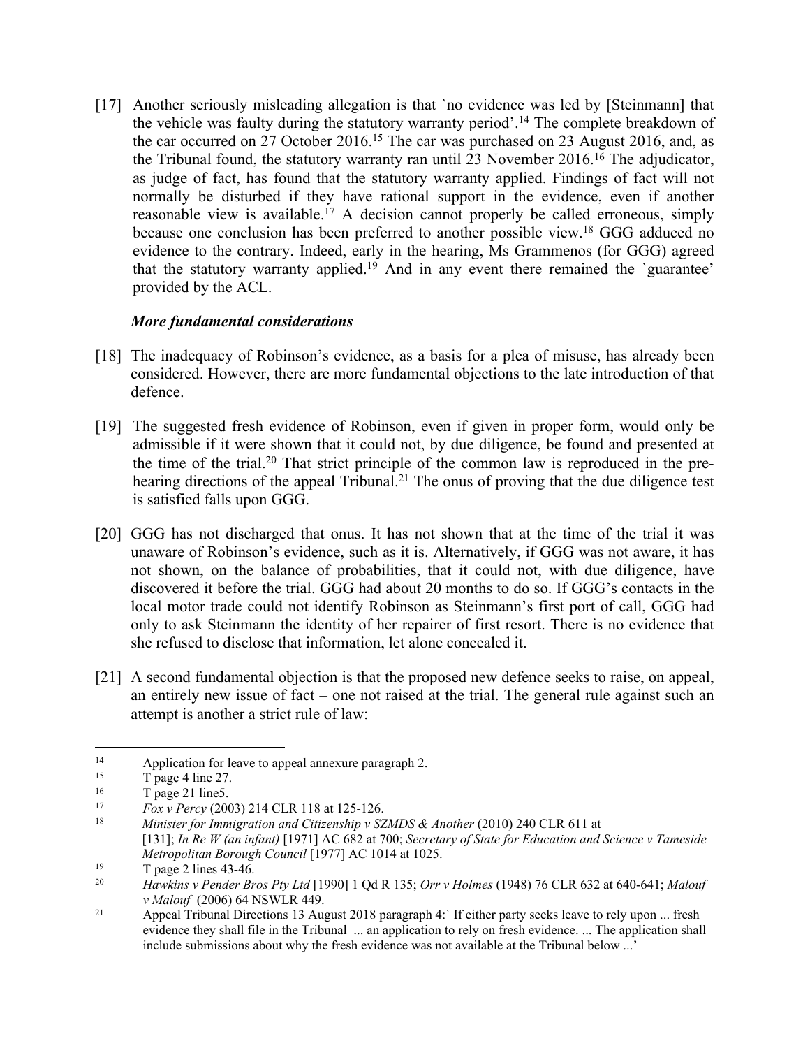[17] Another seriously misleading allegation is that `no evidence was led by [Steinmann] that the vehicle was faulty during the statutory warranty period'.[14] The complete breakdown of the car occurred on 27 October 2016.[15] The car was purchased on 23 August 2016, and, as the Tribunal found, the statutory warranty ran until 23 November 2016.[16] The adjudicator, as judge of fact, has found that the statutory warranty applied. Findings of fact will not normally be disturbed if they have rational support in the evidence, even if another reasonable view is available.[17] A decision cannot properly be called erroneous, simply because one conclusion has been preferred to another possible view.[18] GGG adduced no evidence to the contrary. Indeed, early in the hearing, Ms Grammenos (for GGG) agreed that the statutory warranty applied.[19] And in any event there remained the `guarantee' provided by the ACL.

### *More fundamental considerations*

[18] The inadequacy of Robinson's evidence, as a basis for a plea of misuse, has already been considered. However, there are more fundamental objections to the late introduction of that defence.

[19] The suggested fresh evidence of Robinson, even if given in proper form, would only be admissible if it were shown that it could not, by due diligence, be found and presented at the time of the trial.[20] That strict principle of the common law is reproduced in the pre-hearing directions of the appeal Tribunal.[21] The onus of proving that the due diligence test is satisfied falls upon GGG.

[20] GGG has not discharged that onus. It has not shown that at the time of the trial it was unaware of Robinson's evidence, such as it is. Alternatively, if GGG was not aware, it has not shown, on the balance of probabilities, that it could not, with due diligence, have discovered it before the trial. GGG had about 20 months to do so. If GGG's contacts in the local motor trade could not identify Robinson as Steinmann's first port of call, GGG had only to ask Steinmann the identity of her repairer of first resort. There is no evidence that she refused to disclose that information, let alone concealed it.

[21] A second fundamental objection is that the proposed new defence seeks to raise, on appeal, an entirely new issue of fact – one not raised at the trial. The general rule against such an attempt is another a strict rule of law:

---

[14] Application for leave to appeal annexure paragraph 2.

[15] T page 4 line 27.

[16] T page 21 line5.

[17] *Fox v Percy* (2003) 214 CLR 118 at 125-126.

[18] *Minister for Immigration and Citizenship v SZMDS & Another* (2010) 240 CLR 611 at [131]; *In Re W (an infant)* [1971] AC 682 at 700; *Secretary of State for Education and Science v Tameside Metropolitan Borough Council* [1977] AC 1014 at 1025.

[19] T page 2 lines 43-46.

[20] *Hawkins v Pender Bros Pty Ltd* [1990] 1 Qd R 135; *Orr v Holmes* (1948) 76 CLR 632 at 640-641; *Malouf v Malouf* (2006) 64 NSWLR 449.

[21] Appeal Tribunal Directions 13 August 2018 paragraph 4:` If either party seeks leave to rely upon ... fresh evidence they shall file in the Tribunal ... an application to rely on fresh evidence. ... The application shall include submissions about why the fresh evidence was not available at the Tribunal below ...'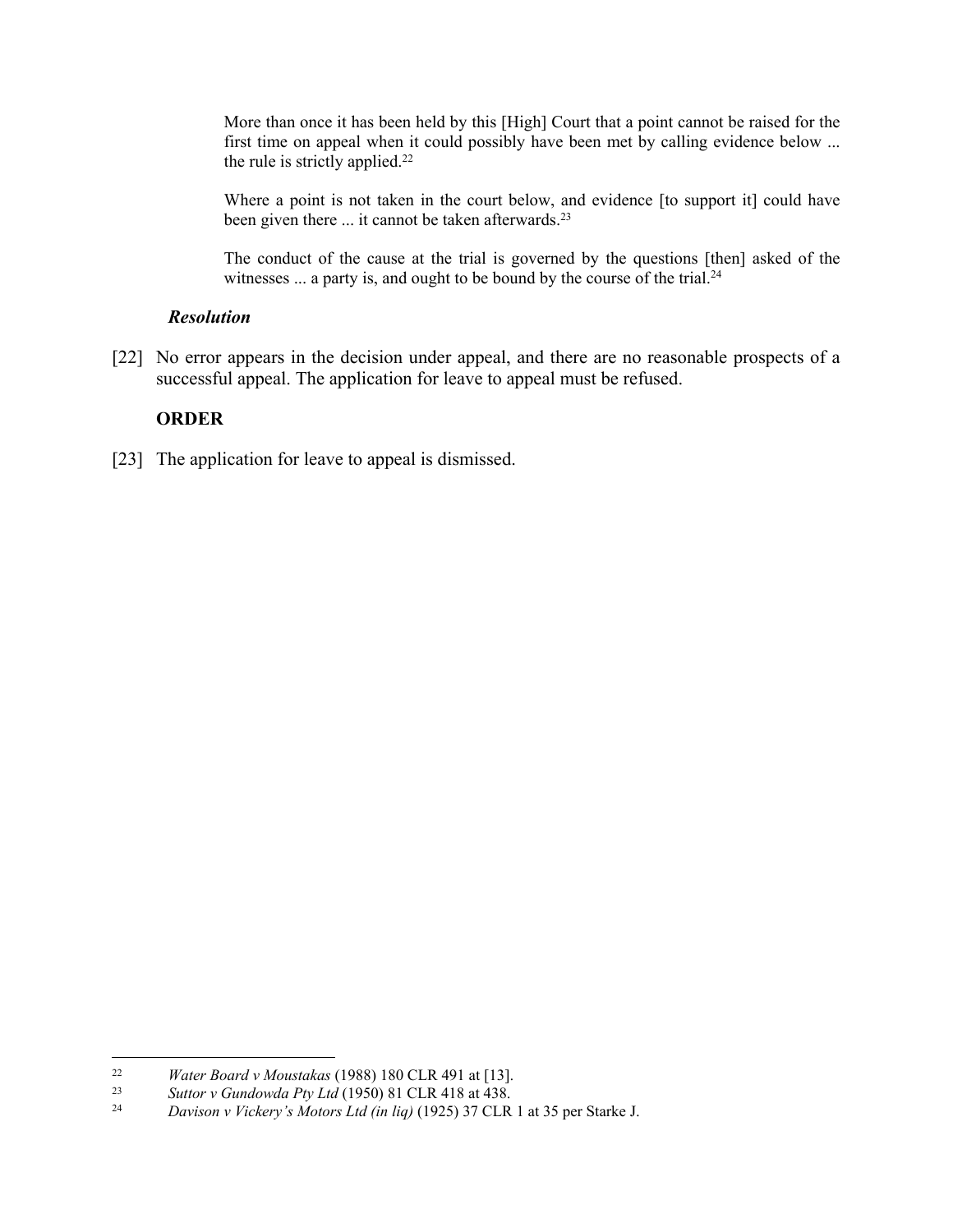> More than once it has been held by this [High] Court that a point cannot be raised for the first time on appeal when it could possibly have been met by calling evidence below ... the rule is strictly applied.[22]
>
> Where a point is not taken in the court below, and evidence [to support it] could have been given there ... it cannot be taken afterwards.[23]
>
> The conduct of the cause at the trial is governed by the questions [then] asked of the witnesses ... a party is, and ought to be bound by the course of the trial.[24]

### *Resolution*

[22] No error appears in the decision under appeal, and there are no reasonable prospects of a successful appeal. The application for leave to appeal must be refused.

### **ORDER**

[23] The application for leave to appeal is dismissed.

---

[22] *Water Board v Moustakas* (1988) 180 CLR 491 at [13].

[23] *Suttor v Gundowda Pty Ltd* (1950) 81 CLR 418 at 438.

[24] *Davison v Vickery's Motors Ltd (in liq)* (1925) 37 CLR 1 at 35 per Starke J.